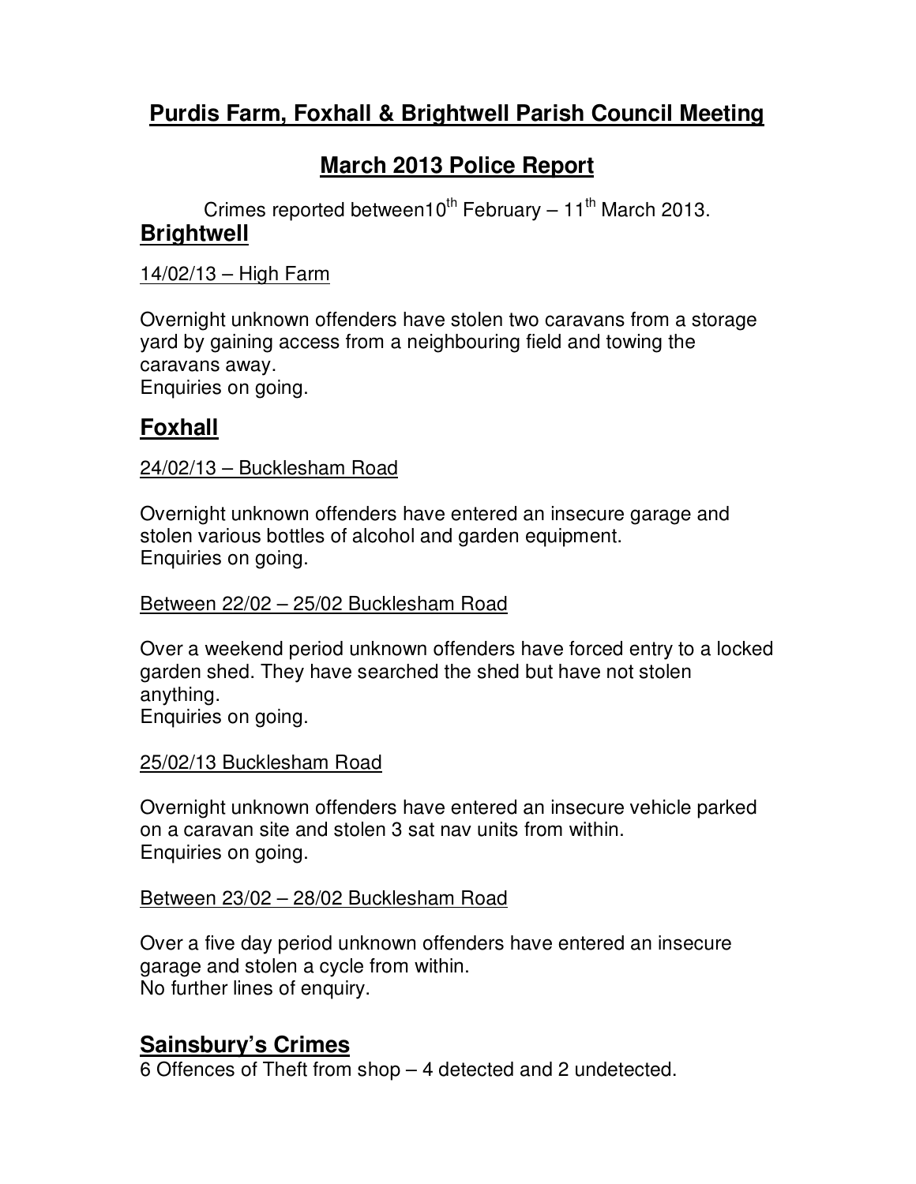# Purdis Farm, Foxhall & Brightwell Parish Council Meeting

## March 2013 Police Report

Crimes reported between10th February – 11th March 2013.

## Brightwell

14/02/13 – High Farm

Overnight unknown offenders have stolen two caravans from a storage yard by gaining access from a neighbouring field and towing the caravans away.
Enquiries on going.

## Foxhall

24/02/13 – Bucklesham Road

Overnight unknown offenders have entered an insecure garage and stolen various bottles of alcohol and garden equipment.
Enquiries on going.

Between 22/02 – 25/02 Bucklesham Road

Over a weekend period unknown offenders have forced entry to a locked garden shed. They have searched the shed but have not stolen anything.
Enquiries on going.

25/02/13 Bucklesham Road

Overnight unknown offenders have entered an insecure vehicle parked on a caravan site and stolen 3 sat nav units from within.
Enquiries on going.

Between 23/02 – 28/02 Bucklesham Road

Over a five day period unknown offenders have entered an insecure garage and stolen a cycle from within.
No further lines of enquiry.

## Sainsbury's Crimes

6 Offences of Theft from shop – 4 detected and 2 undetected.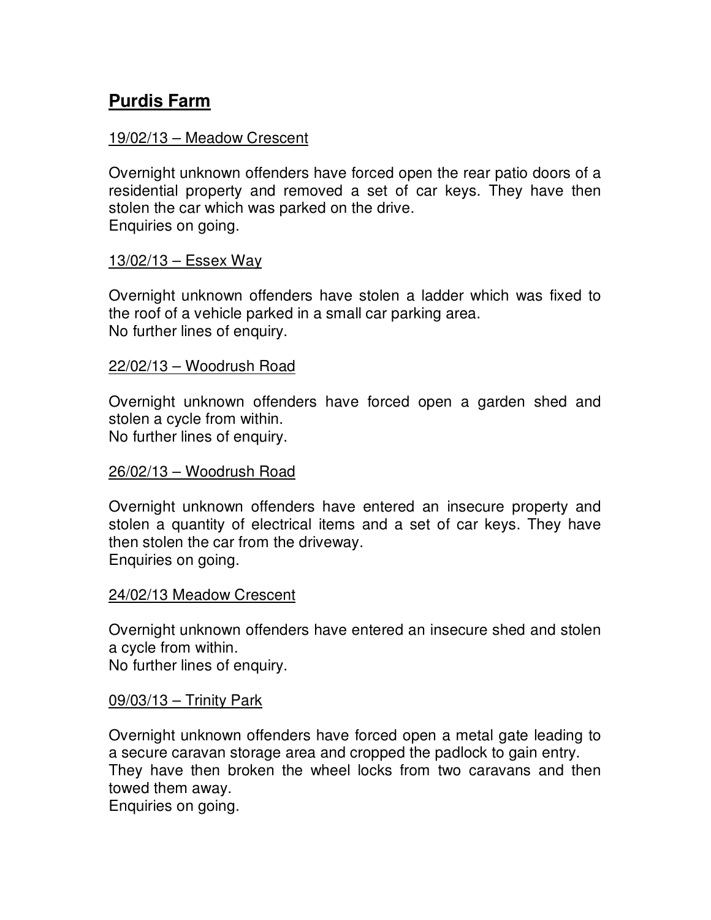## Purdis Farm

19/02/13 – Meadow Crescent

Overnight unknown offenders have forced open the rear patio doors of a residential property and removed a set of car keys. They have then stolen the car which was parked on the drive.
Enquiries on going.

13/02/13 – Essex Way

Overnight unknown offenders have stolen a ladder which was fixed to the roof of a vehicle parked in a small car parking area.
No further lines of enquiry.

22/02/13 – Woodrush Road

Overnight unknown offenders have forced open a garden shed and stolen a cycle from within.
No further lines of enquiry.

26/02/13 – Woodrush Road

Overnight unknown offenders have entered an insecure property and stolen a quantity of electrical items and a set of car keys. They have then stolen the car from the driveway.
Enquiries on going.

24/02/13 Meadow Crescent

Overnight unknown offenders have entered an insecure shed and stolen a cycle from within.
No further lines of enquiry.

09/03/13 – Trinity Park

Overnight unknown offenders have forced open a metal gate leading to a secure caravan storage area and cropped the padlock to gain entry.
They have then broken the wheel locks from two caravans and then towed them away.
Enquiries on going.